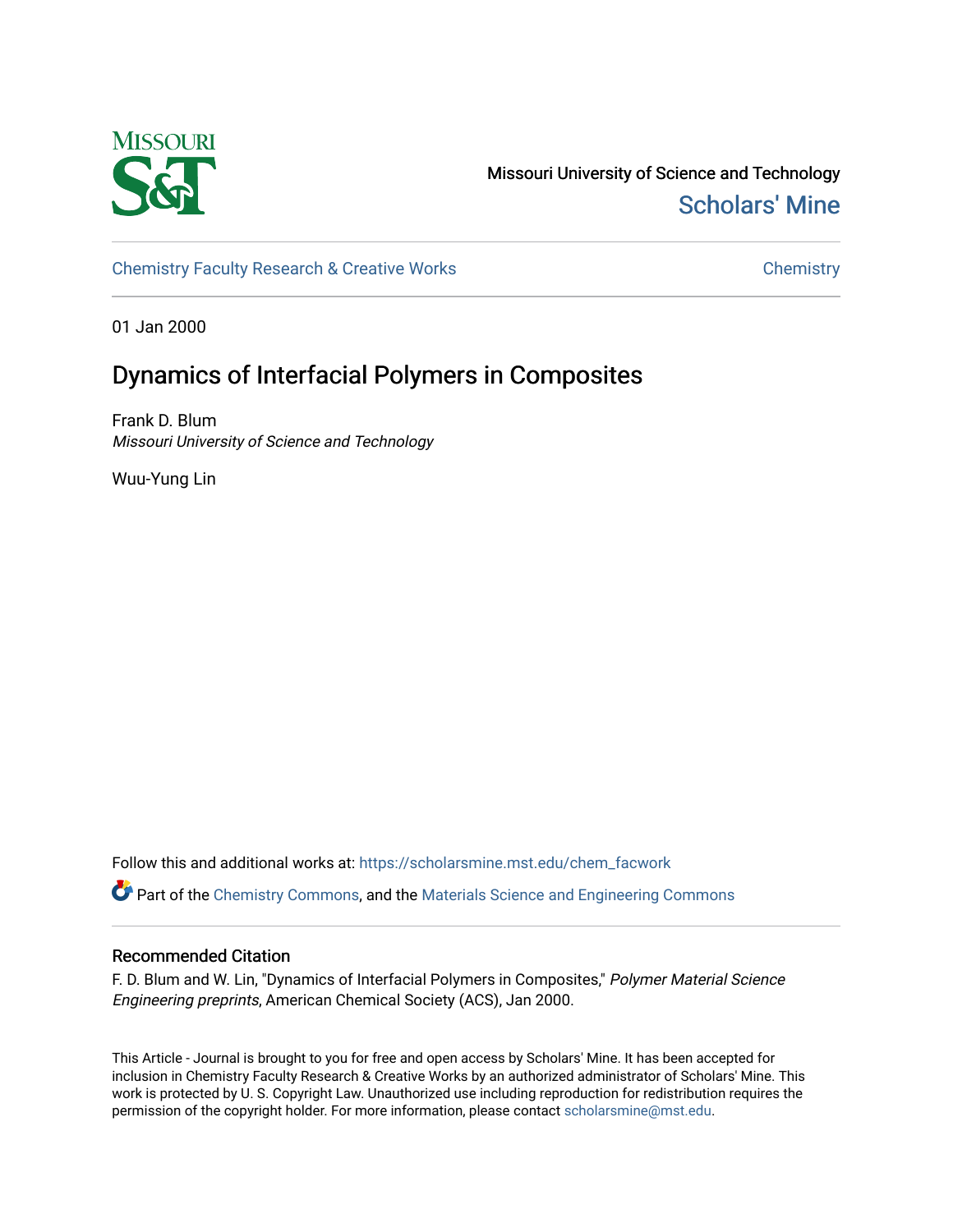Missouri University of Science and Technology

Scholars' Mine

Chemistry Faculty Research & Creative Works

Chemistry

01 Jan 2000

# Dynamics of Interfacial Polymers in Composites

Frank D. Blum

*Missouri University of Science and Technology*

Wuu-Yung Lin

Follow this and additional works at: https://scholarsmine.mst.edu/chem_facwork

Part of the Chemistry Commons, and the Materials Science and Engineering Commons

## Recommended Citation

F. D. Blum and W. Lin, "Dynamics of Interfacial Polymers in Composites," *Polymer Material Science Engineering preprints*, American Chemical Society (ACS), Jan 2000.

This Article - Journal is brought to you for free and open access by Scholars' Mine. It has been accepted for inclusion in Chemistry Faculty Research & Creative Works by an authorized administrator of Scholars' Mine. This work is protected by U. S. Copyright Law. Unauthorized use including reproduction for redistribution requires the permission of the copyright holder. For more information, please contact scholarsmine@mst.edu.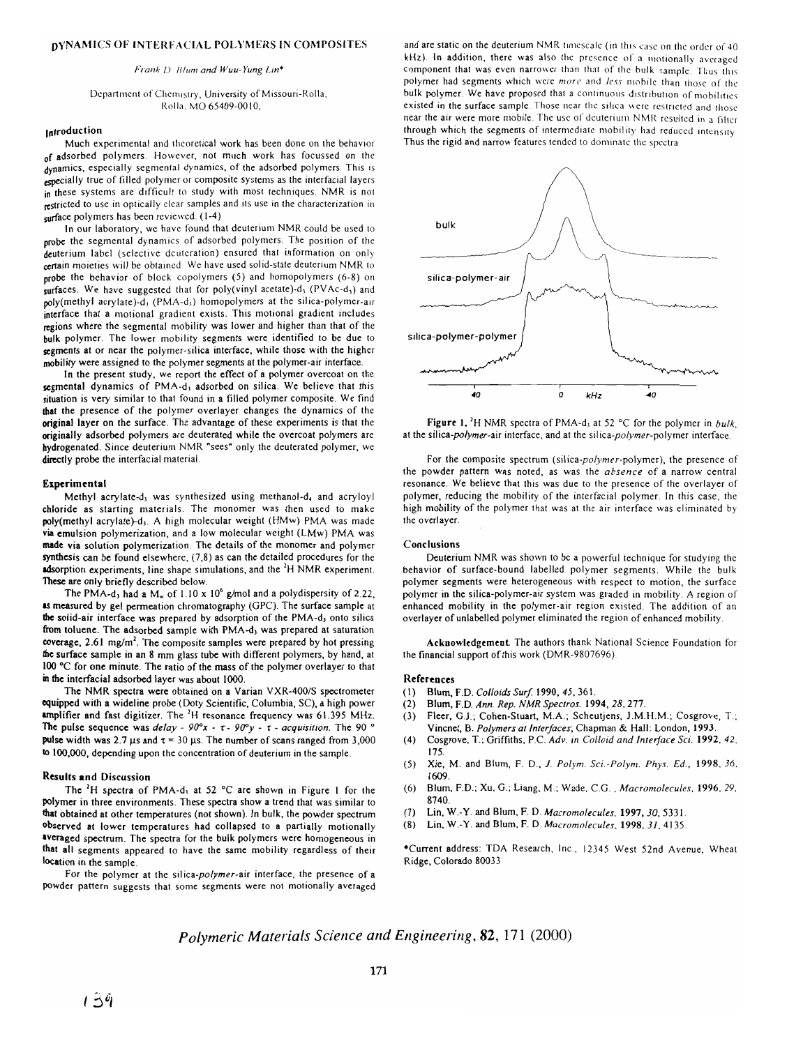# DYNAMICS OF INTERFACIAL POLYMERS IN COMPOSITES

*Frank D. Blum and Wuu-Yung Lin**

Department of Chemistry, University of Missouri-Rolla, Rolla, MO 65409-0010,

## Introduction

Much experimental and theoretical work has been done on the behavior of adsorbed polymers. However, not much work has focussed on the dynamics, especially segmental dynamics, of the adsorbed polymers. This is especially true of filled polymer or composite systems as the interfacial layers in these systems are difficult to study with most techniques. NMR is not restricted to use in optically clear samples and its use in the characterization in surface polymers has been reviewed. (1-4)

In our laboratory, we have found that deuterium NMR could be used to probe the segmental dynamics of adsorbed polymers. The position of the deuterium label (selective deuteration) ensured that information on only certain moieties will be obtained. We have used solid-state deuterium NMR to probe the behavior of block copolymers (5) and homopolymers (6-8) on surfaces. We have suggested that for poly(vinyl acetate)-$d_3$ (PVAc-$d_3$) and poly(methyl acrylate)-$d_3$ (PMA-$d_3$) homopolymers at the silica-polymer-air interface that a motional gradient exists. This motional gradient includes regions where the segmental mobility was lower and higher than that of the bulk polymer. The lower mobility segments were identified to be due to segments at or near the polymer-silica interface, while those with the higher mobility were assigned to the polymer segments at the polymer-air interface.

In the present study, we report the effect of a polymer overcoat on the segmental dynamics of PMA-$d_3$ adsorbed on silica. We believe that this situation is very similar to that found in a filled polymer composite. We find that the presence of the polymer overlayer changes the dynamics of the original layer on the surface. The advantage of these experiments is that the originally adsorbed polymers are deuterated while the overcoat polymers are hydrogenated. Since deuterium NMR "sees" only the deuterated polymer, we directly probe the interfacial material.

## Experimental

Methyl acrylate-$d_3$ was synthesized using methanol-$d_4$ and acryloyl chloride as starting materials. The monomer was then used to make poly(methyl acrylate)-$d_3$. A high molecular weight (HMw) PMA was made via emulsion polymerization, and a low molecular weight (LMw) PMA was made via solution polymerization. The details of the monomer and polymer synthesis can be found elsewhere, (7,8) as can the detailed procedures for the adsorption experiments, line shape simulations, and the $^2$H NMR experiment. These are only briefly described below.

The PMA-$d_3$ had a $M_w$ of $1.10 \times 10^6$ g/mol and a polydispersity of 2.22, as measured by gel permeation chromatography (GPC). The surface sample at the solid-air interface was prepared by adsorption of the PMA-$d_3$ onto silica from toluene. The adsorbed sample with PMA-$d_3$ was prepared at saturation coverage, 2.61 mg/m$^2$. The composite samples were prepared by hot pressing the surface sample in an 8 mm glass tube with different polymers, by hand, at 100 °C for one minute. The ratio of the mass of the polymer overlayer to that in the interfacial adsorbed layer was about 1000.

The NMR spectra were obtained on a Varian VXR-400/S spectrometer equipped with a wideline probe (Doty Scientific, Columbia, SC), a high power amplifier and fast digitizer. The $^2$H resonance frequency was 61.395 MHz. The pulse sequence was *delay - 90°x - τ - 90°y - τ - acquisition*. The 90 ° pulse width was 2.7 μs and τ = 30 μs. The number of scans ranged from 3,000 to 100,000, depending upon the concentration of deuterium in the sample.

## Results and Discussion

The $^2$H spectra of PMA-$d_3$ at 52 °C are shown in Figure 1 for the polymer in three environments. These spectra show a trend that was similar to that obtained at other temperatures (not shown). In bulk, the powder spectrum observed at lower temperatures had collapsed to a partially motionally averaged spectrum. The spectra for the bulk polymers were homogeneous in that all segments appeared to have the same mobility regardless of their location in the sample.

For the polymer at the silica-*polymer*-air interface, the presence of a powder pattern suggests that some segments were not motionally averaged and are static on the deuterium NMR timescale (in this case on the order of 40 kHz). In addition, there was also the presence of a motionally averaged component that was even narrower than that of the bulk sample. Thus this polymer had segments which were *more* and *less* mobile than those of the bulk polymer. We have proposed that a continuous distribution of mobilities existed in the surface sample. Those near the silica were restricted and those near the air were more mobile. The use of deuterium NMR resulted in a filter through which the segments of intermediate mobility had reduced intensity. Thus the rigid and narrow features tended to dominate the spectra.

bulk

silica-polymer-air

silica-polymer-polymer

40 0 kHz -40

**Figure 1.** $^2$H NMR spectra of PMA-$d_3$ at 52 °C for the polymer in *bulk*, at the silica-*polymer*-air interface, and at the silica-*polymer*-polymer interface.

For the composite spectrum (silica-*polymer*-polymer), the presence of the powder pattern was noted, as was the *absence* of a narrow central resonance. We believe that this was due to the presence of the overlayer of polymer, reducing the mobility of the interfacial polymer. In this case, the high mobility of the polymer that was at the air interface was eliminated by the overlayer.

## Conclusions

Deuterium NMR was shown to be a powerful technique for studying the behavior of surface-bound labelled polymer segments. While the bulk polymer segments were heterogeneous with respect to motion, the surface polymer in the silica-polymer-air system was graded in mobility. A region of enhanced mobility in the polymer-air region existed. The addition of an overlayer of unlabelled polymer eliminated the region of enhanced mobility.

**Acknowledgement.** The authors thank National Science Foundation for the financial support of this work (DMR-9807696).

## References

(1) Blum, F.D. *Colloids Surf.* **1990**, *45*, 361.
(2) Blum, F.D. *Ann. Rep. NMR Spectros.* **1994**, *28*, 277.
(3) Fleer, G.J.; Cohen-Stuart, M.A.; Scheutjens, J.M.H.M.; Cosgrove, T.; Vincent, B. *Polymers at Interfaces*; Chapman & Hall: London, **1993**.
(4) Cosgrove, T.; Griffiths, P.C. *Adv. in Colloid and Interface Sci.* **1992**, *42*, 175.
(5) Xie, M. and Blum, F. D., *J. Polym. Sci.-Polym. Phys. Ed.*, **1998**, *36*, 1609.
(6) Blum, F.D.; Xu, G.; Liang, M.; Wade, C.G. , *Macromolecules*, **1996**, *29*, 8740.
(7) Lin, W.-Y. and Blum, F. D. *Macromolecules*, **1997**, *30*, 5331.
(8) Lin, W.-Y. and Blum, F. D. *Macromolecules*, **1998**, *31*, 4135.

*Current address: TDA Research, Inc., 12345 West 52nd Avenue, Wheat Ridge, Colorado 80033

*Polymeric Materials Science and Engineering*, **82**, 171 (2000)